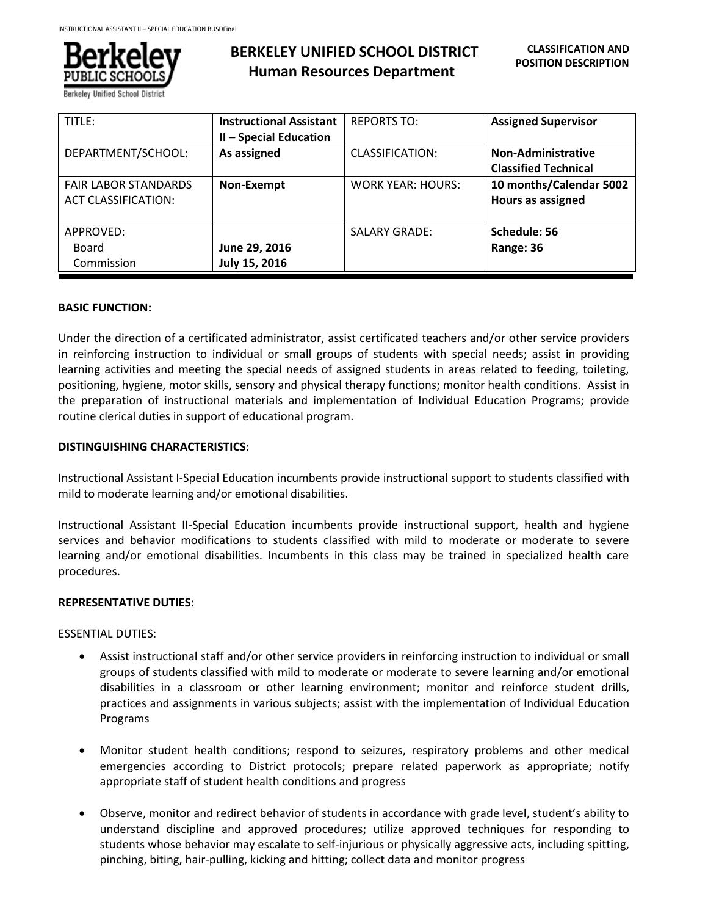# BERKELEY UNIFIED SCHOOL DISTRICT
## Human Resources Department

**CLASSIFICATION AND POSITION DESCRIPTION**

| TITLE: | **Instructional Assistant II – Special Education** | REPORTS TO: | **Assigned Supervisor** |
|---|---|---|---|
| DEPARTMENT/SCHOOL: | **As assigned** | CLASSIFICATION: | **Non-Administrative Classified Technical** |
| FAIR LABOR STANDARDS ACT CLASSIFICATION: | **Non-Exempt** | WORK YEAR: HOURS: | **10 months/Calendar 5002 Hours as assigned** |
| APPROVED: Board Commission | **June 29, 2016 July 15, 2016** | SALARY GRADE: | **Schedule: 56 Range: 36** |

**BASIC FUNCTION:**

Under the direction of a certificated administrator, assist certificated teachers and/or other service providers in reinforcing instruction to individual or small groups of students with special needs; assist in providing learning activities and meeting the special needs of assigned students in areas related to feeding, toileting, positioning, hygiene, motor skills, sensory and physical therapy functions; monitor health conditions. Assist in the preparation of instructional materials and implementation of Individual Education Programs; provide routine clerical duties in support of educational program.

**DISTINGUISHING CHARACTERISTICS:**

Instructional Assistant I-Special Education incumbents provide instructional support to students classified with mild to moderate learning and/or emotional disabilities.

Instructional Assistant II-Special Education incumbents provide instructional support, health and hygiene services and behavior modifications to students classified with mild to moderate or moderate to severe learning and/or emotional disabilities. Incumbents in this class may be trained in specialized health care procedures.

**REPRESENTATIVE DUTIES:**

ESSENTIAL DUTIES:

- Assist instructional staff and/or other service providers in reinforcing instruction to individual or small groups of students classified with mild to moderate or moderate to severe learning and/or emotional disabilities in a classroom or other learning environment; monitor and reinforce student drills, practices and assignments in various subjects; assist with the implementation of Individual Education Programs

- Monitor student health conditions; respond to seizures, respiratory problems and other medical emergencies according to District protocols; prepare related paperwork as appropriate; notify appropriate staff of student health conditions and progress

- Observe, monitor and redirect behavior of students in accordance with grade level, student's ability to understand discipline and approved procedures; utilize approved techniques for responding to students whose behavior may escalate to self-injurious or physically aggressive acts, including spitting, pinching, biting, hair-pulling, kicking and hitting; collect data and monitor progress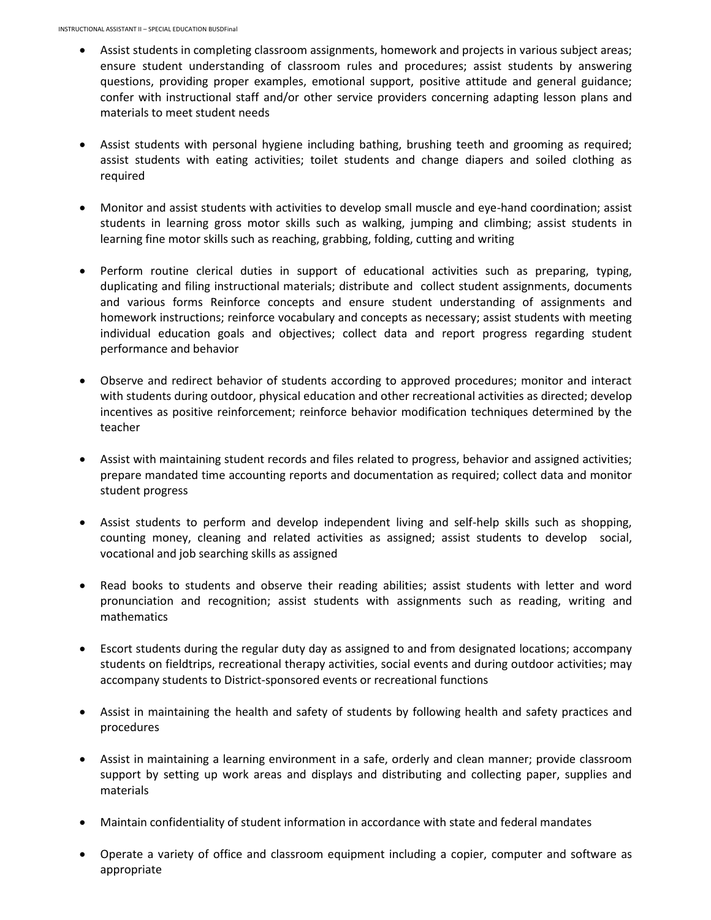- Assist students in completing classroom assignments, homework and projects in various subject areas; ensure student understanding of classroom rules and procedures; assist students by answering questions, providing proper examples, emotional support, positive attitude and general guidance; confer with instructional staff and/or other service providers concerning adapting lesson plans and materials to meet student needs

- Assist students with personal hygiene including bathing, brushing teeth and grooming as required; assist students with eating activities; toilet students and change diapers and soiled clothing as required

- Monitor and assist students with activities to develop small muscle and eye-hand coordination; assist students in learning gross motor skills such as walking, jumping and climbing; assist students in learning fine motor skills such as reaching, grabbing, folding, cutting and writing

- Perform routine clerical duties in support of educational activities such as preparing, typing, duplicating and filing instructional materials; distribute and collect student assignments, documents and various forms Reinforce concepts and ensure student understanding of assignments and homework instructions; reinforce vocabulary and concepts as necessary; assist students with meeting individual education goals and objectives; collect data and report progress regarding student performance and behavior

- Observe and redirect behavior of students according to approved procedures; monitor and interact with students during outdoor, physical education and other recreational activities as directed; develop incentives as positive reinforcement; reinforce behavior modification techniques determined by the teacher

- Assist with maintaining student records and files related to progress, behavior and assigned activities; prepare mandated time accounting reports and documentation as required; collect data and monitor student progress

- Assist students to perform and develop independent living and self-help skills such as shopping, counting money, cleaning and related activities as assigned; assist students to develop social, vocational and job searching skills as assigned

- Read books to students and observe their reading abilities; assist students with letter and word pronunciation and recognition; assist students with assignments such as reading, writing and mathematics

- Escort students during the regular duty day as assigned to and from designated locations; accompany students on fieldtrips, recreational therapy activities, social events and during outdoor activities; may accompany students to District-sponsored events or recreational functions

- Assist in maintaining the health and safety of students by following health and safety practices and procedures

- Assist in maintaining a learning environment in a safe, orderly and clean manner; provide classroom support by setting up work areas and displays and distributing and collecting paper, supplies and materials

- Maintain confidentiality of student information in accordance with state and federal mandates

- Operate a variety of office and classroom equipment including a copier, computer and software as appropriate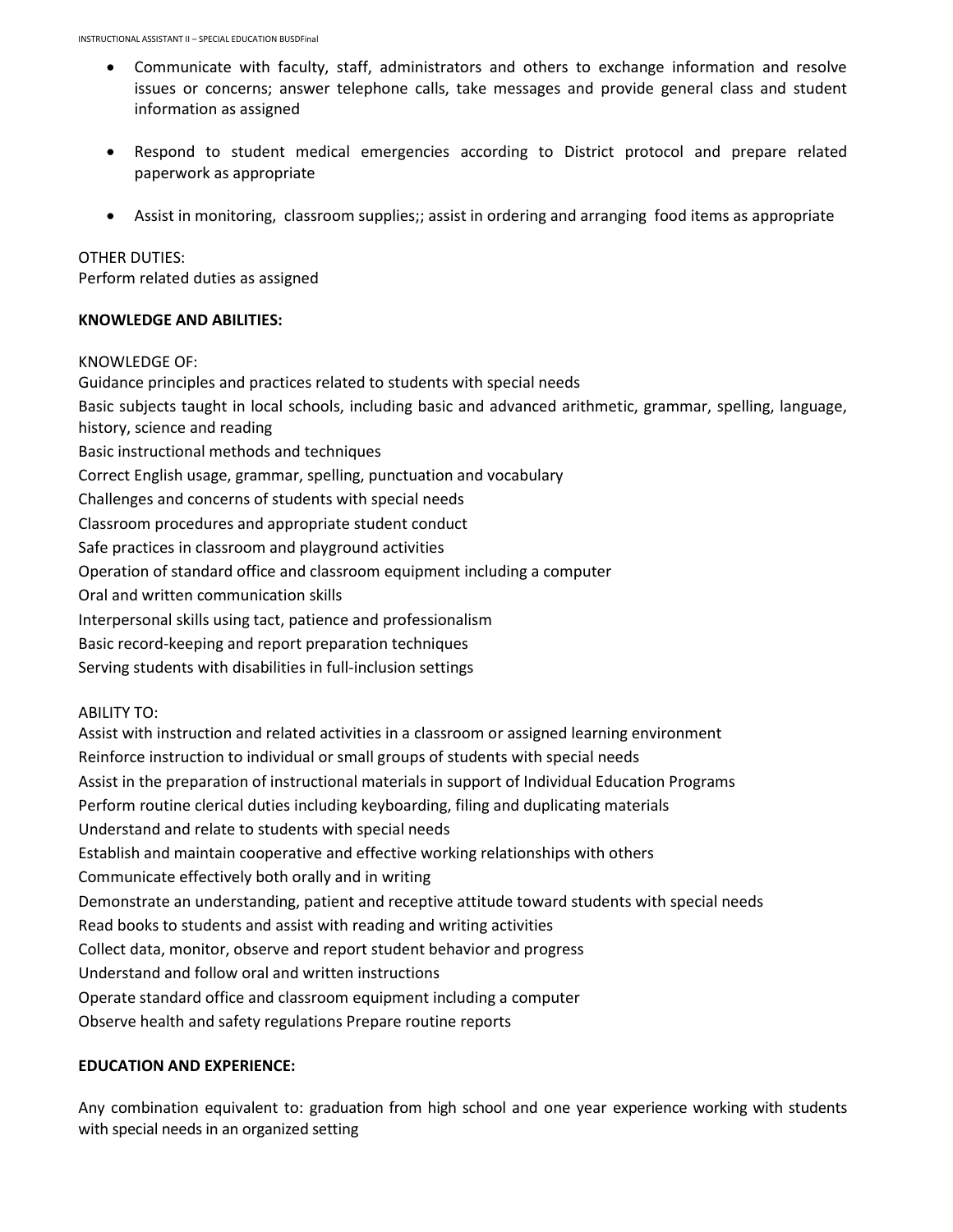- Communicate with faculty, staff, administrators and others to exchange information and resolve issues or concerns; answer telephone calls, take messages and provide general class and student information as assigned

- Respond to student medical emergencies according to District protocol and prepare related paperwork as appropriate

- Assist in monitoring,  classroom supplies;; assist in ordering and arranging  food items as appropriate

OTHER DUTIES:
Perform related duties as assigned

**KNOWLEDGE AND ABILITIES:**

KNOWLEDGE OF:
Guidance principles and practices related to students with special needs
Basic subjects taught in local schools, including basic and advanced arithmetic, grammar, spelling, language, history, science and reading
Basic instructional methods and techniques
Correct English usage, grammar, spelling, punctuation and vocabulary
Challenges and concerns of students with special needs
Classroom procedures and appropriate student conduct
Safe practices in classroom and playground activities
Operation of standard office and classroom equipment including a computer
Oral and written communication skills
Interpersonal skills using tact, patience and professionalism
Basic record-keeping and report preparation techniques
Serving students with disabilities in full-inclusion settings

ABILITY TO:
Assist with instruction and related activities in a classroom or assigned learning environment
Reinforce instruction to individual or small groups of students with special needs
Assist in the preparation of instructional materials in support of Individual Education Programs
Perform routine clerical duties including keyboarding, filing and duplicating materials
Understand and relate to students with special needs
Establish and maintain cooperative and effective working relationships with others
Communicate effectively both orally and in writing
Demonstrate an understanding, patient and receptive attitude toward students with special needs
Read books to students and assist with reading and writing activities
Collect data, monitor, observe and report student behavior and progress
Understand and follow oral and written instructions
Operate standard office and classroom equipment including a computer
Observe health and safety regulations Prepare routine reports

**EDUCATION AND EXPERIENCE:**

Any combination equivalent to: graduation from high school and one year experience working with students with special needs in an organized setting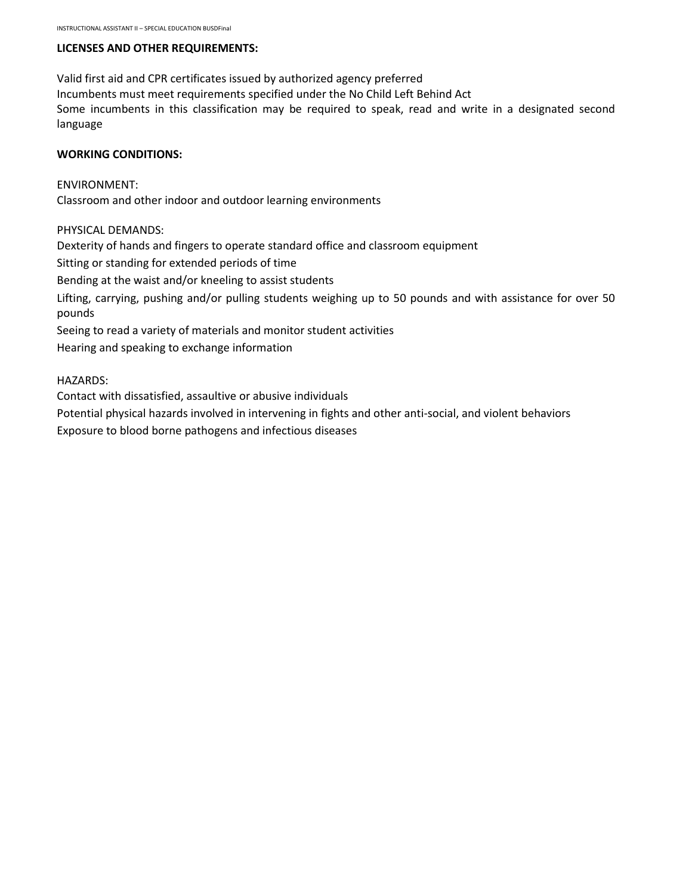**LICENSES AND OTHER REQUIREMENTS:**

Valid first aid and CPR certificates issued by authorized agency preferred
Incumbents must meet requirements specified under the No Child Left Behind Act
Some incumbents in this classification may be required to speak, read and write in a designated second language

**WORKING CONDITIONS:**

ENVIRONMENT:
Classroom and other indoor and outdoor learning environments

PHYSICAL DEMANDS:
Dexterity of hands and fingers to operate standard office and classroom equipment
Sitting or standing for extended periods of time
Bending at the waist and/or kneeling to assist students
Lifting, carrying, pushing and/or pulling students weighing up to 50 pounds and with assistance for over 50 pounds
Seeing to read a variety of materials and monitor student activities
Hearing and speaking to exchange information

HAZARDS:
Contact with dissatisfied, assaultive or abusive individuals
Potential physical hazards involved in intervening in fights and other anti-social, and violent behaviors
Exposure to blood borne pathogens and infectious diseases